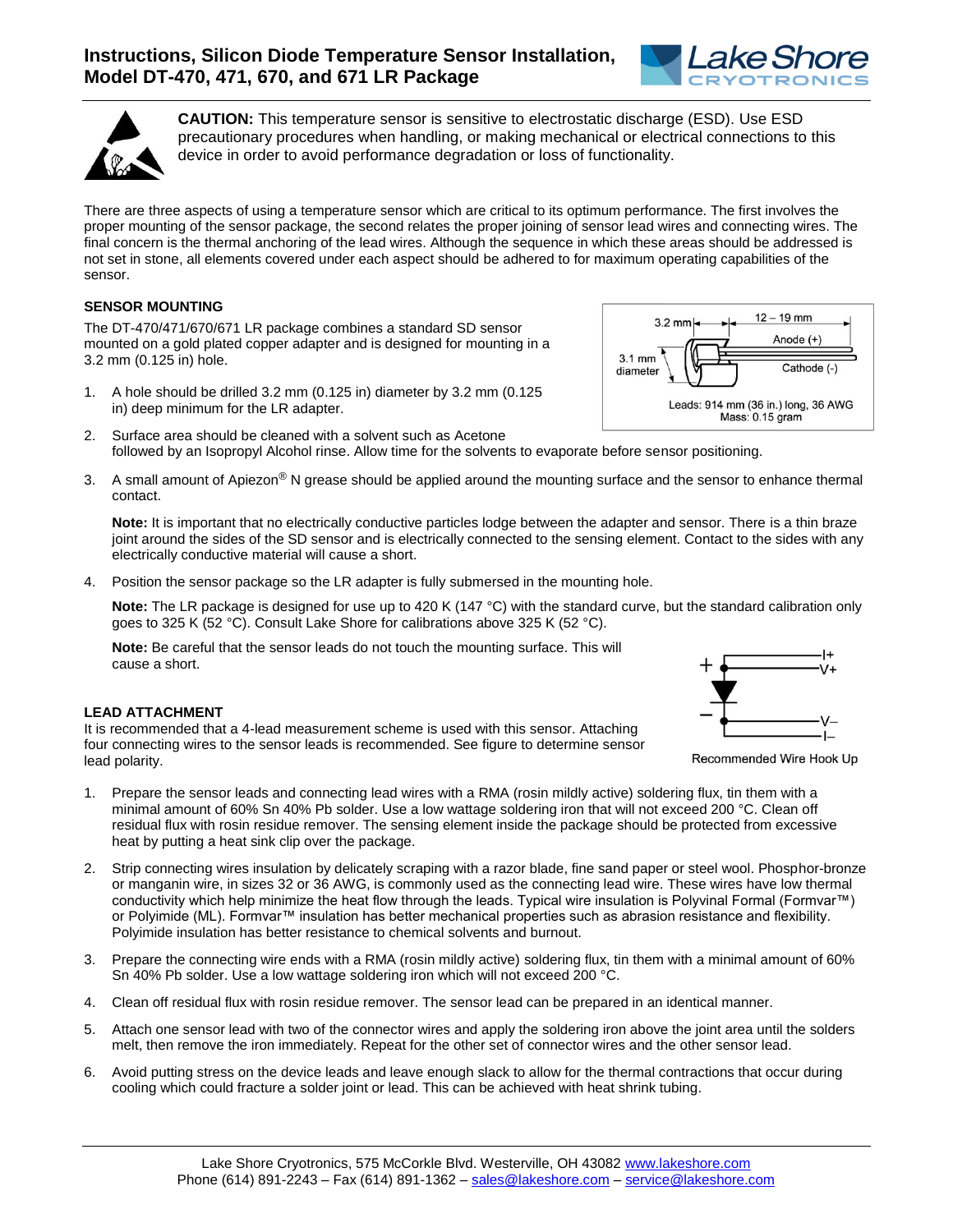# Instructions, Silicon Diode Temperature Sensor Installation, Model DT-470, 471, 670, and 671 LR Package

**CAUTION:** This temperature sensor is sensitive to electrostatic discharge (ESD). Use ESD precautionary procedures when handling, or making mechanical or electrical connections to this device in order to avoid performance degradation or loss of functionality.

There are three aspects of using a temperature sensor which are critical to its optimum performance. The first involves the proper mounting of the sensor package, the second relates the proper joining of sensor lead wires and connecting wires. The final concern is the thermal anchoring of the lead wires. Although the sequence in which these areas should be addressed is not set in stone, all elements covered under each aspect should be adhered to for maximum operating capabilities of the sensor.

### SENSOR MOUNTING

The DT-470/471/670/671 LR package combines a standard SD sensor mounted on a gold plated copper adapter and is designed for mounting in a 3.2 mm (0.125 in) hole.

3.2 mm | 12 – 19 mm | Anode (+) | 3.1 mm diameter | Cathode (-)

Leads: 914 mm (36 in.) long, 36 AWG
Mass: 0.15 gram

1. A hole should be drilled 3.2 mm (0.125 in) diameter by 3.2 mm (0.125 in) deep minimum for the LR adapter.
2. Surface area should be cleaned with a solvent such as Acetone followed by an Isopropyl Alcohol rinse. Allow time for the solvents to evaporate before sensor positioning.
3. A small amount of Apiezon® N grease should be applied around the mounting surface and the sensor to enhance thermal contact.

   **Note:** It is important that no electrically conductive particles lodge between the adapter and sensor. There is a thin braze joint around the sides of the SD sensor and is electrically connected to the sensing element. Contact to the sides with any electrically conductive material will cause a short.

4. Position the sensor package so the LR adapter is fully submersed in the mounting hole.

   **Note:** The LR package is designed for use up to 420 K (147 °C) with the standard curve, but the standard calibration only goes to 325 K (52 °C). Consult Lake Shore for calibrations above 325 K (52 °C).

   **Note:** Be careful that the sensor leads do not touch the mounting surface. This will cause a short.

### LEAD ATTACHMENT

It is recommended that a 4-lead measurement scheme is used with this sensor. Attaching four connecting wires to the sensor leads is recommended. See figure to determine sensor lead polarity.

+ | I+ | V+ | – | V– | I–

Recommended Wire Hook Up

1. Prepare the sensor leads and connecting lead wires with a RMA (rosin mildly active) soldering flux, tin them with a minimal amount of 60% Sn 40% Pb solder. Use a low wattage soldering iron that will not exceed 200 °C. Clean off residual flux with rosin residue remover. The sensing element inside the package should be protected from excessive heat by putting a heat sink clip over the package.
2. Strip connecting wires insulation by delicately scraping with a razor blade, fine sand paper or steel wool. Phosphor-bronze or manganin wire, in sizes 32 or 36 AWG, is commonly used as the connecting lead wire. These wires have low thermal conductivity which help minimize the heat flow through the leads. Typical wire insulation is Polyvinal Formal (Formvar™) or Polyimide (ML). Formvar™ insulation has better mechanical properties such as abrasion resistance and flexibility. Polyimide insulation has better resistance to chemical solvents and burnout.
3. Prepare the connecting wire ends with a RMA (rosin mildly active) soldering flux, tin them with a minimal amount of 60% Sn 40% Pb solder. Use a low wattage soldering iron which will not exceed 200 °C.
4. Clean off residual flux with rosin residue remover. The sensor lead can be prepared in an identical manner.
5. Attach one sensor lead with two of the connector wires and apply the soldering iron above the joint area until the solders melt, then remove the iron immediately. Repeat for the other set of connector wires and the other sensor lead.
6. Avoid putting stress on the device leads and leave enough slack to allow for the thermal contractions that occur during cooling which could fracture a solder joint or lead. This can be achieved with heat shrink tubing.

Lake Shore Cryotronics, 575 McCorkle Blvd. Westerville, OH 43082 www.lakeshore.com
Phone (614) 891-2243 – Fax (614) 891-1362 – sales@lakeshore.com – service@lakeshore.com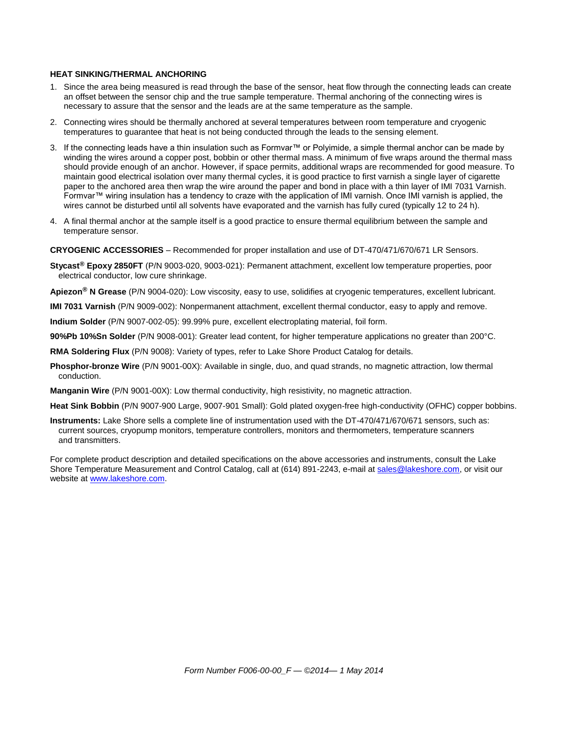## HEAT SINKING/THERMAL ANCHORING

1. Since the area being measured is read through the base of the sensor, heat flow through the connecting leads can create an offset between the sensor chip and the true sample temperature. Thermal anchoring of the connecting wires is necessary to assure that the sensor and the leads are at the same temperature as the sample.

2. Connecting wires should be thermally anchored at several temperatures between room temperature and cryogenic temperatures to guarantee that heat is not being conducted through the leads to the sensing element.

3. If the connecting leads have a thin insulation such as Formvar™ or Polyimide, a simple thermal anchor can be made by winding the wires around a copper post, bobbin or other thermal mass. A minimum of five wraps around the thermal mass should provide enough of an anchor. However, if space permits, additional wraps are recommended for good measure. To maintain good electrical isolation over many thermal cycles, it is good practice to first varnish a single layer of cigarette paper to the anchored area then wrap the wire around the paper and bond in place with a thin layer of IMI 7031 Varnish. Formvar™ wiring insulation has a tendency to craze with the application of IMI varnish. Once IMI varnish is applied, the wires cannot be disturbed until all solvents have evaporated and the varnish has fully cured (typically 12 to 24 h).

4. A final thermal anchor at the sample itself is a good practice to ensure thermal equilibrium between the sample and temperature sensor.

**CRYOGENIC ACCESSORIES** – Recommended for proper installation and use of DT-470/471/670/671 LR Sensors.

**Stycast® Epoxy 2850FT** (P/N 9003-020, 9003-021): Permanent attachment, excellent low temperature properties, poor electrical conductor, low cure shrinkage.

**Apiezon® N Grease** (P/N 9004-020): Low viscosity, easy to use, solidifies at cryogenic temperatures, excellent lubricant.

**IMI 7031 Varnish** (P/N 9009-002): Nonpermanent attachment, excellent thermal conductor, easy to apply and remove.

**Indium Solder** (P/N 9007-002-05): 99.99% pure, excellent electroplating material, foil form.

**90%Pb 10%Sn Solder** (P/N 9008-001): Greater lead content, for higher temperature applications no greater than 200°C.

**RMA Soldering Flux** (P/N 9008): Variety of types, refer to Lake Shore Product Catalog for details.

**Phosphor-bronze Wire** (P/N 9001-00X): Available in single, duo, and quad strands, no magnetic attraction, low thermal conduction.

**Manganin Wire** (P/N 9001-00X): Low thermal conductivity, high resistivity, no magnetic attraction.

**Heat Sink Bobbin** (P/N 9007-900 Large, 9007-901 Small): Gold plated oxygen-free high-conductivity (OFHC) copper bobbins.

**Instruments:** Lake Shore sells a complete line of instrumentation used with the DT-470/471/670/671 sensors, such as: current sources, cryopump monitors, temperature controllers, monitors and thermometers, temperature scanners and transmitters.

For complete product description and detailed specifications on the above accessories and instruments, consult the Lake Shore Temperature Measurement and Control Catalog, call at (614) 891-2243, e-mail at sales@lakeshore.com, or visit our website at www.lakeshore.com.

*Form Number F006-00-00_F — ©2014— 1 May 2014*